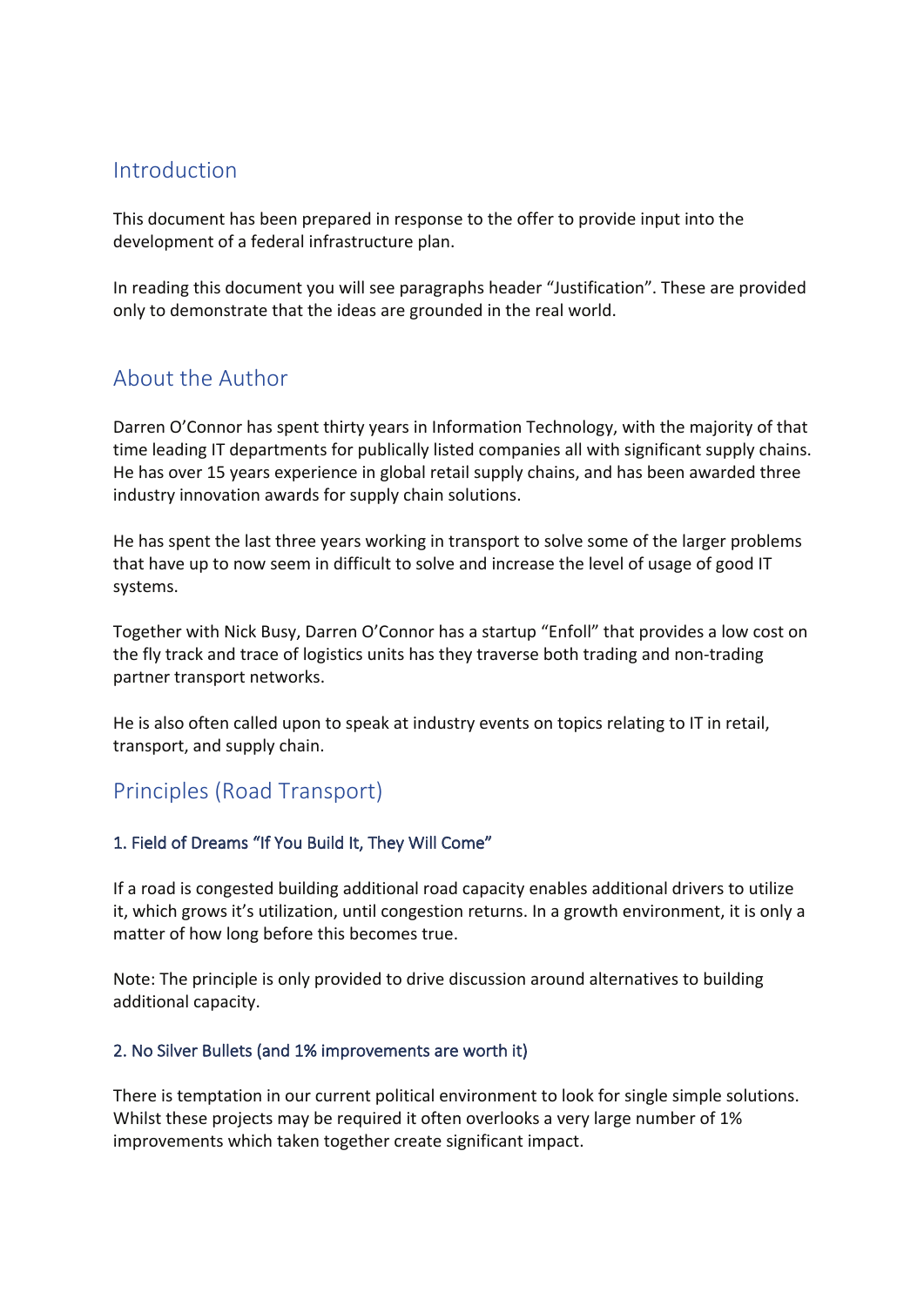## Introduction

This document has been prepared in response to the offer to provide input into the development of a federal infrastructure plan.

In reading this document you will see paragraphs header "Justification". These are provided only to demonstrate that the ideas are grounded in the real world.

## About the Author

Darren O'Connor has spent thirty years in Information Technology, with the majority of that time leading IT departments for publically listed companies all with significant supply chains. He has over 15 years experience in global retail supply chains, and has been awarded three industry innovation awards for supply chain solutions.

He has spent the last three years working in transport to solve some of the larger problems that have up to now seem in difficult to solve and increase the level of usage of good IT systems.

Together with Nick Busy, Darren O'Connor has a startup "Enfoll" that provides a low cost on the fly track and trace of logistics units has they traverse both trading and non-trading partner transport networks.

He is also often called upon to speak at industry events on topics relating to IT in retail, transport, and supply chain.

## Principles (Road Transport)

### 1. Field of Dreams "If You Build It, They Will Come"

If a road is congested building additional road capacity enables additional drivers to utilize it, which grows it's utilization, until congestion returns. In a growth environment, it is only a matter of how long before this becomes true.

Note: The principle is only provided to drive discussion around alternatives to building additional capacity.

### 2. No Silver Bullets (and 1% improvements are worth it)

There is temptation in our current political environment to look for single simple solutions. Whilst these projects may be required it often overlooks a very large number of 1% improvements which taken together create significant impact.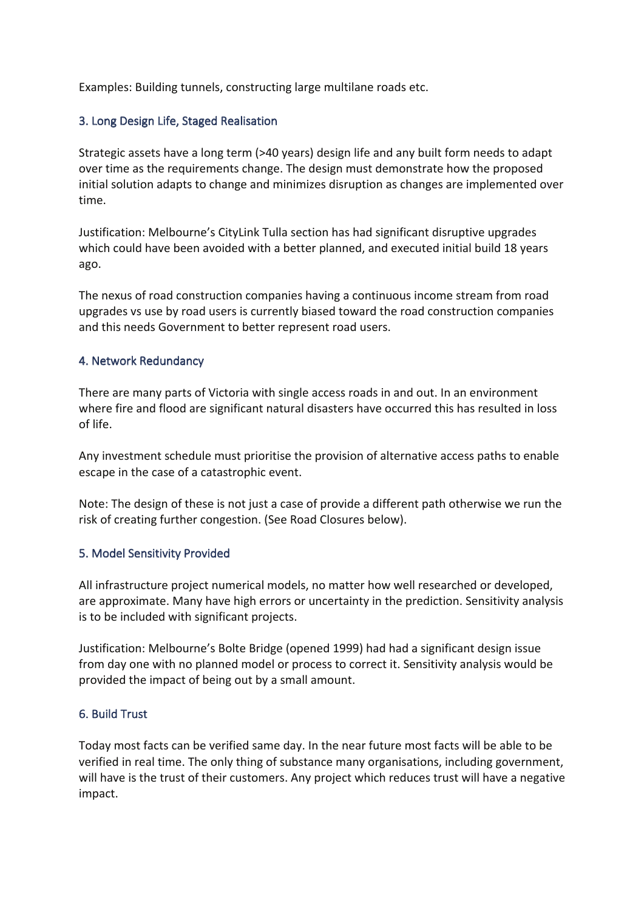Examples: Building tunnels, constructing large multilane roads etc.

### 3. Long Design Life, Staged Realisation

Strategic assets have a long term (>40 years) design life and any built form needs to adapt over time as the requirements change. The design must demonstrate how the proposed initial solution adapts to change and minimizes disruption as changes are implemented over time.

Justification: Melbourne's CityLink Tulla section has had significant disruptive upgrades which could have been avoided with a better planned, and executed initial build 18 years ago.

The nexus of road construction companies having a continuous income stream from road upgrades vs use by road users is currently biased toward the road construction companies and this needs Government to better represent road users.

### 4. Network Redundancy

There are many parts of Victoria with single access roads in and out. In an environment where fire and flood are significant natural disasters have occurred this has resulted in loss of life.

Any investment schedule must prioritise the provision of alternative access paths to enable escape in the case of a catastrophic event.

Note: The design of these is not just a case of provide a different path otherwise we run the risk of creating further congestion. (See Road Closures below).

### 5. Model Sensitivity Provided

All infrastructure project numerical models, no matter how well researched or developed, are approximate. Many have high errors or uncertainty in the prediction. Sensitivity analysis is to be included with significant projects.

Justification: Melbourne's Bolte Bridge (opened 1999) had had a significant design issue from day one with no planned model or process to correct it. Sensitivity analysis would be provided the impact of being out by a small amount.

### 6. Build Trust

Today most facts can be verified same day. In the near future most facts will be able to be verified in real time. The only thing of substance many organisations, including government, will have is the trust of their customers. Any project which reduces trust will have a negative impact.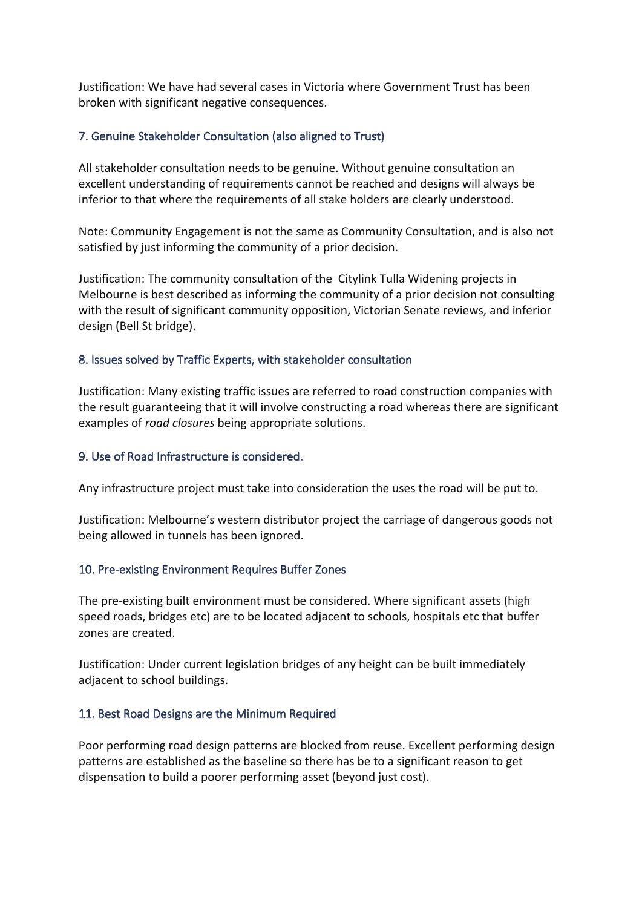Justification: We have had several cases in Victoria where Government Trust has been broken with significant negative consequences.

### 7. Genuine Stakeholder Consultation (also aligned to Trust)

All stakeholder consultation needs to be genuine. Without genuine consultation an excellent understanding of requirements cannot be reached and designs will always be inferior to that where the requirements of all stake holders are clearly understood.

Note: Community Engagement is not the same as Community Consultation, and is also not satisfied by just informing the community of a prior decision.

Justification: The community consultation of the  Citylink Tulla Widening projects in Melbourne is best described as informing the community of a prior decision not consulting with the result of significant community opposition, Victorian Senate reviews, and inferior design (Bell St bridge).

### 8. Issues solved by Traffic Experts, with stakeholder consultation

Justification: Many existing traffic issues are referred to road construction companies with the result guaranteeing that it will involve constructing a road whereas there are significant examples of *road closures* being appropriate solutions.

### 9. Use of Road Infrastructure is considered.

Any infrastructure project must take into consideration the uses the road will be put to.

Justification: Melbourne's western distributor project the carriage of dangerous goods not being allowed in tunnels has been ignored.

### 10. Pre-existing Environment Requires Buffer Zones

The pre-existing built environment must be considered. Where significant assets (high speed roads, bridges etc) are to be located adjacent to schools, hospitals etc that buffer zones are created.

Justification: Under current legislation bridges of any height can be built immediately adjacent to school buildings.

### 11. Best Road Designs are the Minimum Required

Poor performing road design patterns are blocked from reuse. Excellent performing design patterns are established as the baseline so there has be to a significant reason to get dispensation to build a poorer performing asset (beyond just cost).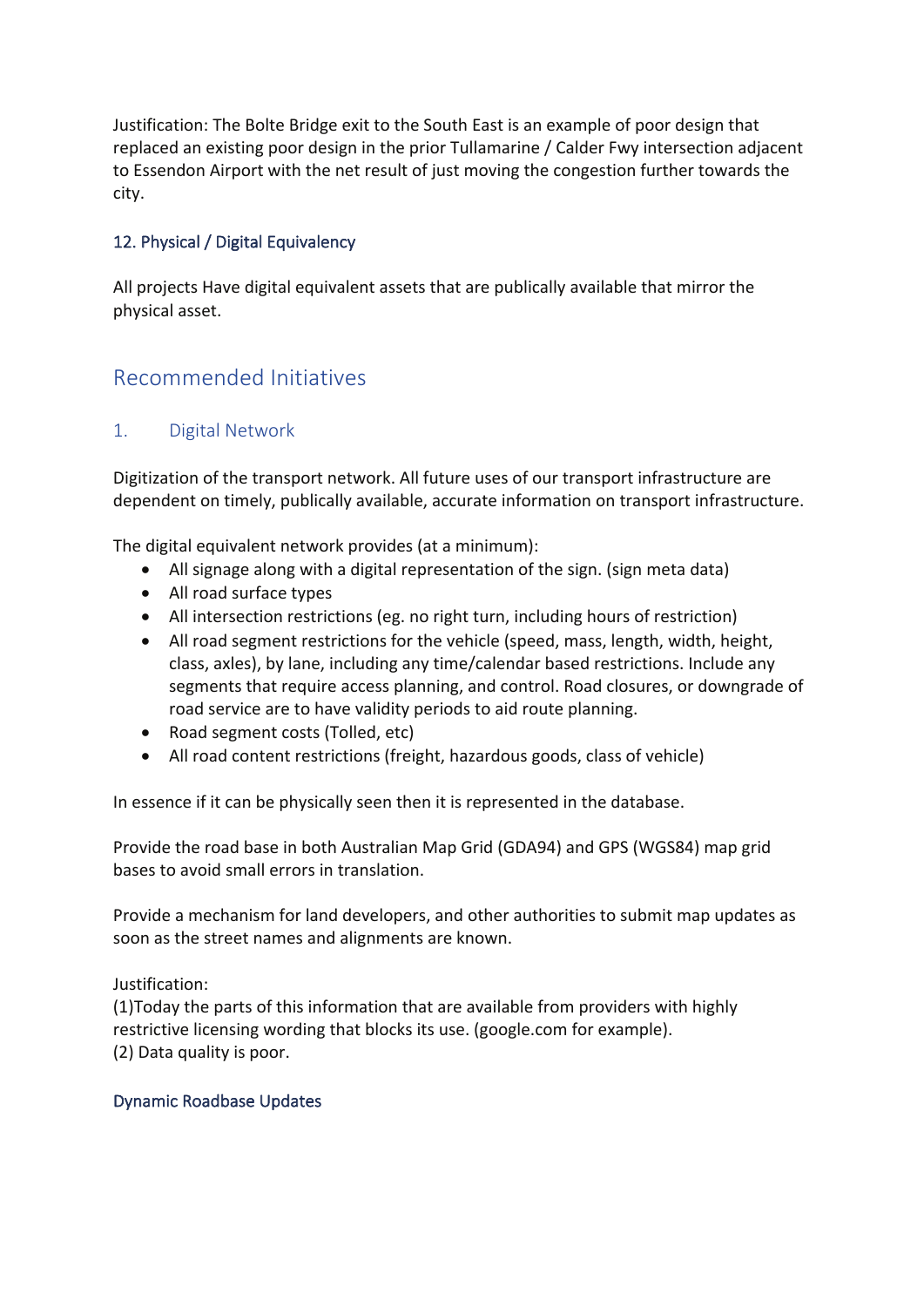Justification: The Bolte Bridge exit to the South East is an example of poor design that replaced an existing poor design in the prior Tullamarine / Calder Fwy intersection adjacent to Essendon Airport with the net result of just moving the congestion further towards the city.

### 12. Physical / Digital Equivalency

All projects Have digital equivalent assets that are publically available that mirror the physical asset.

## Recommended Initiatives

### 1. Digital Network

Digitization of the transport network. All future uses of our transport infrastructure are dependent on timely, publically available, accurate information on transport infrastructure.

The digital equivalent network provides (at a minimum):

- All signage along with a digital representation of the sign. (sign meta data)
- All road surface types
- All intersection restrictions (eg. no right turn, including hours of restriction)
- All road segment restrictions for the vehicle (speed, mass, length, width, height, class, axles), by lane, including any time/calendar based restrictions. Include any segments that require access planning, and control. Road closures, or downgrade of road service are to have validity periods to aid route planning.
- Road segment costs (Tolled, etc)
- All road content restrictions (freight, hazardous goods, class of vehicle)

In essence if it can be physically seen then it is represented in the database.

Provide the road base in both Australian Map Grid (GDA94) and GPS (WGS84) map grid bases to avoid small errors in translation.

Provide a mechanism for land developers, and other authorities to submit map updates as soon as the street names and alignments are known.

Justification:
(1)Today the parts of this information that are available from providers with highly restrictive licensing wording that blocks its use. (google.com for example).
(2) Data quality is poor.

#### Dynamic Roadbase Updates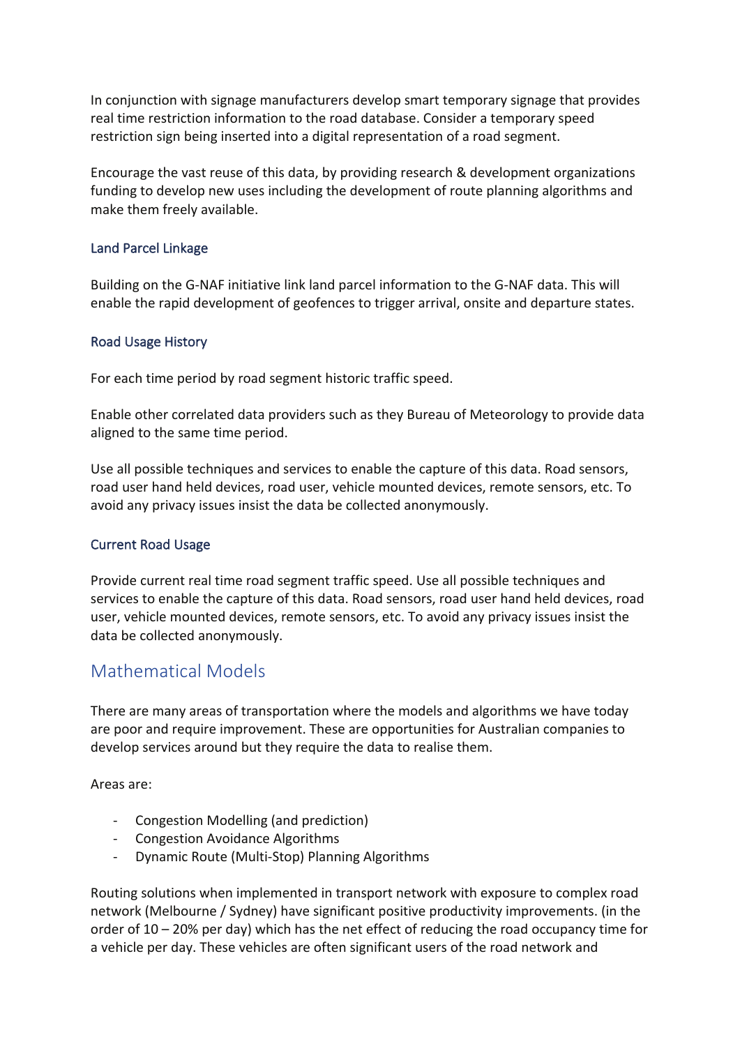In conjunction with signage manufacturers develop smart temporary signage that provides real time restriction information to the road database. Consider a temporary speed restriction sign being inserted into a digital representation of a road segment.

Encourage the vast reuse of this data, by providing research & development organizations funding to develop new uses including the development of route planning algorithms and make them freely available.

### Land Parcel Linkage

Building on the G-NAF initiative link land parcel information to the G-NAF data. This will enable the rapid development of geofences to trigger arrival, onsite and departure states.

### Road Usage History

For each time period by road segment historic traffic speed.

Enable other correlated data providers such as they Bureau of Meteorology to provide data aligned to the same time period.

Use all possible techniques and services to enable the capture of this data. Road sensors, road user hand held devices, road user, vehicle mounted devices, remote sensors, etc. To avoid any privacy issues insist the data be collected anonymously.

### Current Road Usage

Provide current real time road segment traffic speed. Use all possible techniques and services to enable the capture of this data. Road sensors, road user hand held devices, road user, vehicle mounted devices, remote sensors, etc. To avoid any privacy issues insist the data be collected anonymously.

## Mathematical Models

There are many areas of transportation where the models and algorithms we have today are poor and require improvement. These are opportunities for Australian companies to develop services around but they require the data to realise them.

Areas are:

- Congestion Modelling (and prediction)
- Congestion Avoidance Algorithms
- Dynamic Route (Multi-Stop) Planning Algorithms

Routing solutions when implemented in transport network with exposure to complex road network (Melbourne / Sydney) have significant positive productivity improvements. (in the order of 10 – 20% per day) which has the net effect of reducing the road occupancy time for a vehicle per day. These vehicles are often significant users of the road network and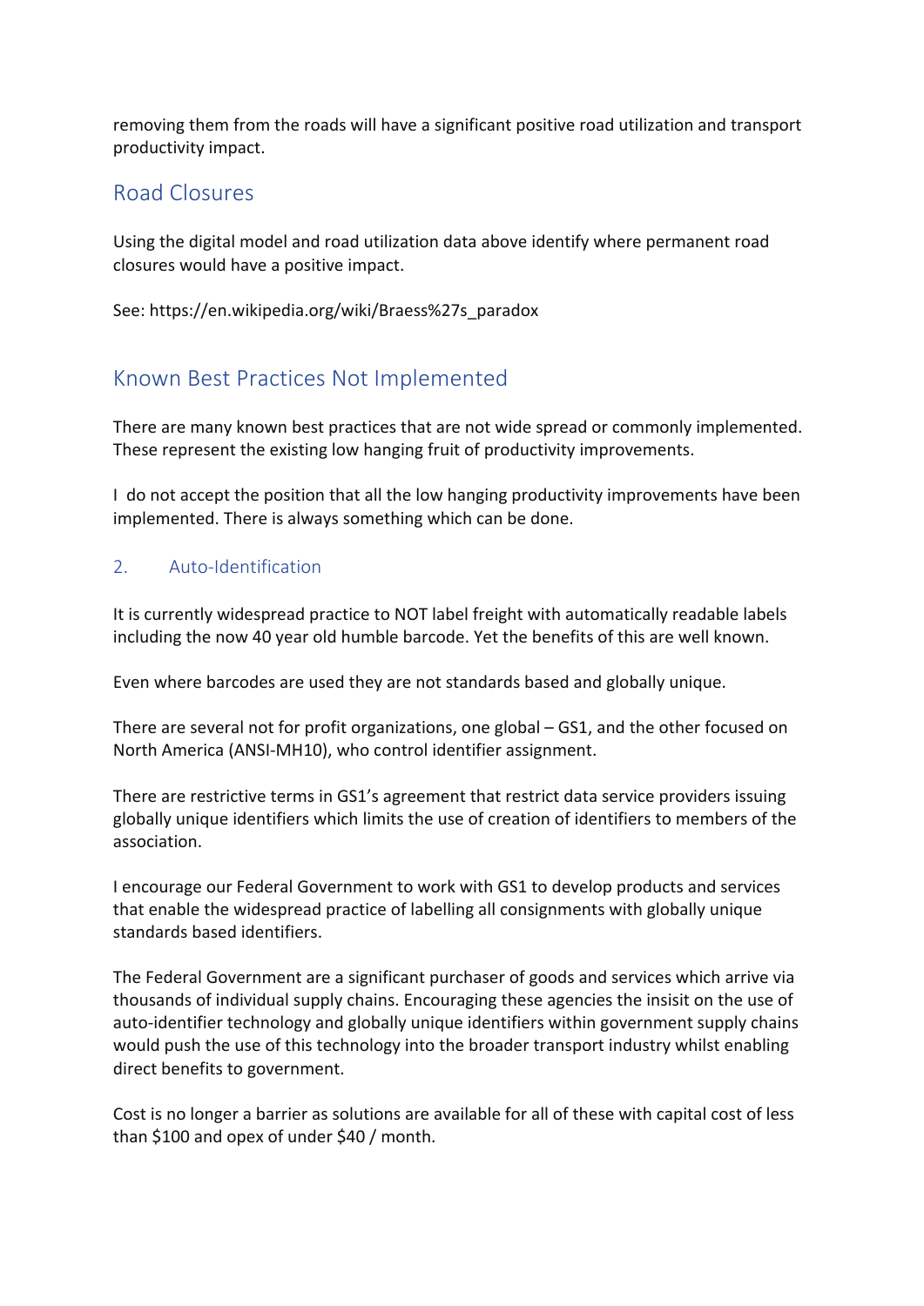removing them from the roads will have a significant positive road utilization and transport productivity impact.

## Road Closures

Using the digital model and road utilization data above identify where permanent road closures would have a positive impact.

See: https://en.wikipedia.org/wiki/Braess%27s_paradox

## Known Best Practices Not Implemented

There are many known best practices that are not wide spread or commonly implemented. These represent the existing low hanging fruit of productivity improvements.

I do not accept the position that all the low hanging productivity improvements have been implemented. There is always something which can be done.

### 2. Auto-Identification

It is currently widespread practice to NOT label freight with automatically readable labels including the now 40 year old humble barcode. Yet the benefits of this are well known.

Even where barcodes are used they are not standards based and globally unique.

There are several not for profit organizations, one global – GS1, and the other focused on North America (ANSI-MH10), who control identifier assignment.

There are restrictive terms in GS1's agreement that restrict data service providers issuing globally unique identifiers which limits the use of creation of identifiers to members of the association.

I encourage our Federal Government to work with GS1 to develop products and services that enable the widespread practice of labelling all consignments with globally unique standards based identifiers.

The Federal Government are a significant purchaser of goods and services which arrive via thousands of individual supply chains. Encouraging these agencies the insisit on the use of auto-identifier technology and globally unique identifiers within government supply chains would push the use of this technology into the broader transport industry whilst enabling direct benefits to government.

Cost is no longer a barrier as solutions are available for all of these with capital cost of less than $100 and opex of under $40 / month.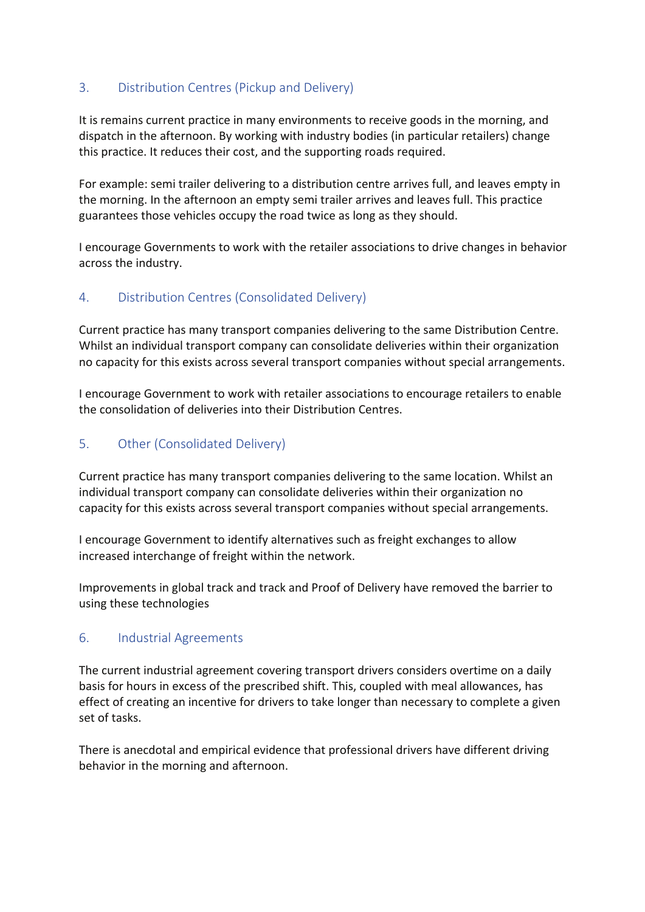## 3. Distribution Centres (Pickup and Delivery)

It is remains current practice in many environments to receive goods in the morning, and dispatch in the afternoon. By working with industry bodies (in particular retailers) change this practice. It reduces their cost, and the supporting roads required.

For example: semi trailer delivering to a distribution centre arrives full, and leaves empty in the morning. In the afternoon an empty semi trailer arrives and leaves full. This practice guarantees those vehicles occupy the road twice as long as they should.

I encourage Governments to work with the retailer associations to drive changes in behavior across the industry.

## 4. Distribution Centres (Consolidated Delivery)

Current practice has many transport companies delivering to the same Distribution Centre. Whilst an individual transport company can consolidate deliveries within their organization no capacity for this exists across several transport companies without special arrangements.

I encourage Government to work with retailer associations to encourage retailers to enable the consolidation of deliveries into their Distribution Centres.

## 5. Other (Consolidated Delivery)

Current practice has many transport companies delivering to the same location. Whilst an individual transport company can consolidate deliveries within their organization no capacity for this exists across several transport companies without special arrangements.

I encourage Government to identify alternatives such as freight exchanges to allow increased interchange of freight within the network.

Improvements in global track and track and Proof of Delivery have removed the barrier to using these technologies

## 6. Industrial Agreements

The current industrial agreement covering transport drivers considers overtime on a daily basis for hours in excess of the prescribed shift. This, coupled with meal allowances, has effect of creating an incentive for drivers to take longer than necessary to complete a given set of tasks.

There is anecdotal and empirical evidence that professional drivers have different driving behavior in the morning and afternoon.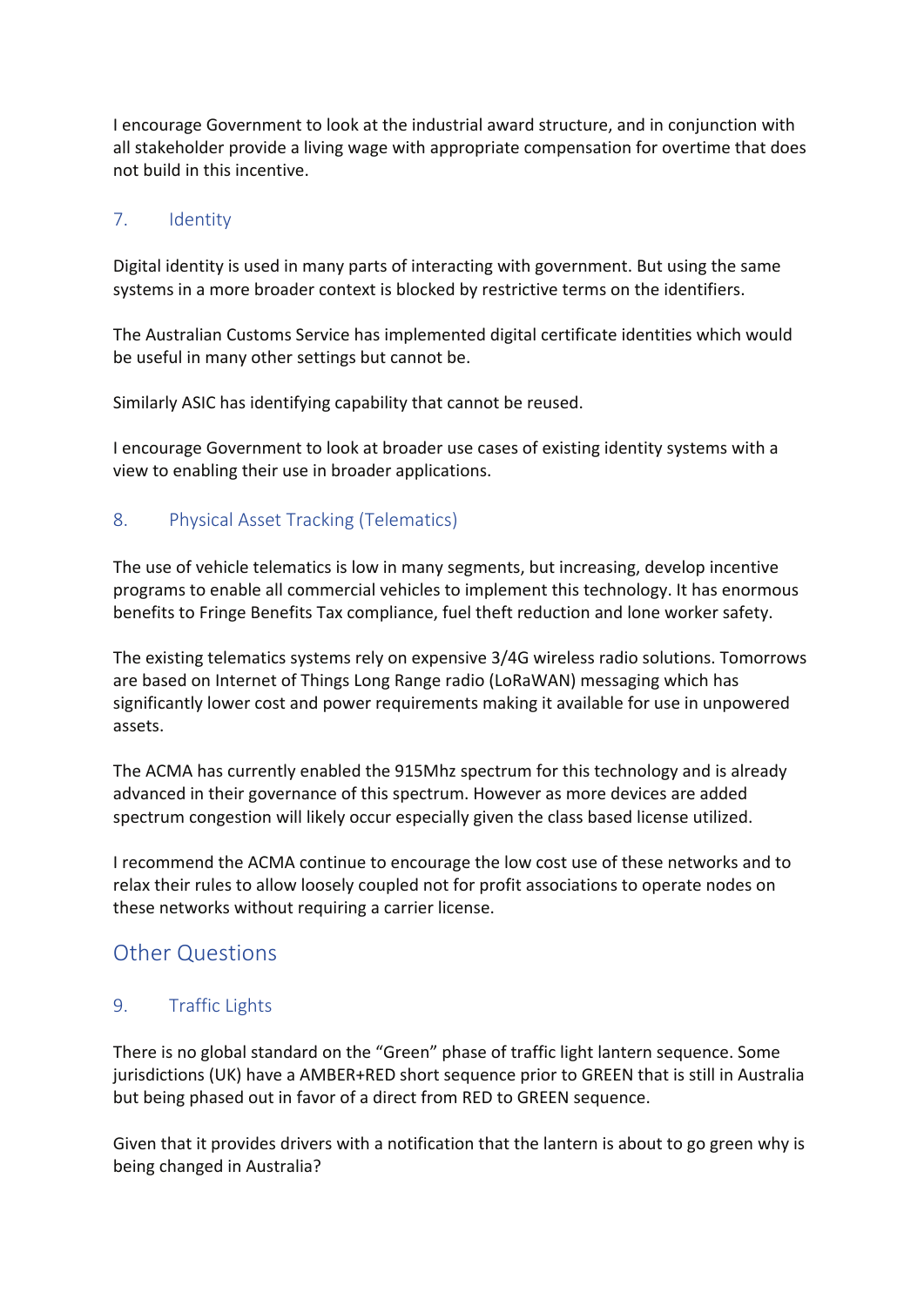I encourage Government to look at the industrial award structure, and in conjunction with all stakeholder provide a living wage with appropriate compensation for overtime that does not build in this incentive.

### 7. Identity

Digital identity is used in many parts of interacting with government. But using the same systems in a more broader context is blocked by restrictive terms on the identifiers.

The Australian Customs Service has implemented digital certificate identities which would be useful in many other settings but cannot be.

Similarly ASIC has identifying capability that cannot be reused.

I encourage Government to look at broader use cases of existing identity systems with a view to enabling their use in broader applications.

### 8. Physical Asset Tracking (Telematics)

The use of vehicle telematics is low in many segments, but increasing, develop incentive programs to enable all commercial vehicles to implement this technology. It has enormous benefits to Fringe Benefits Tax compliance, fuel theft reduction and lone worker safety.

The existing telematics systems rely on expensive 3/4G wireless radio solutions. Tomorrows are based on Internet of Things Long Range radio (LoRaWAN) messaging which has significantly lower cost and power requirements making it available for use in unpowered assets.

The ACMA has currently enabled the 915Mhz spectrum for this technology and is already advanced in their governance of this spectrum. However as more devices are added spectrum congestion will likely occur especially given the class based license utilized.

I recommend the ACMA continue to encourage the low cost use of these networks and to relax their rules to allow loosely coupled not for profit associations to operate nodes on these networks without requiring a carrier license.

## Other Questions

### 9. Traffic Lights

There is no global standard on the "Green" phase of traffic light lantern sequence. Some jurisdictions (UK) have a AMBER+RED short sequence prior to GREEN that is still in Australia but being phased out in favor of a direct from RED to GREEN sequence.

Given that it provides drivers with a notification that the lantern is about to go green why is being changed in Australia?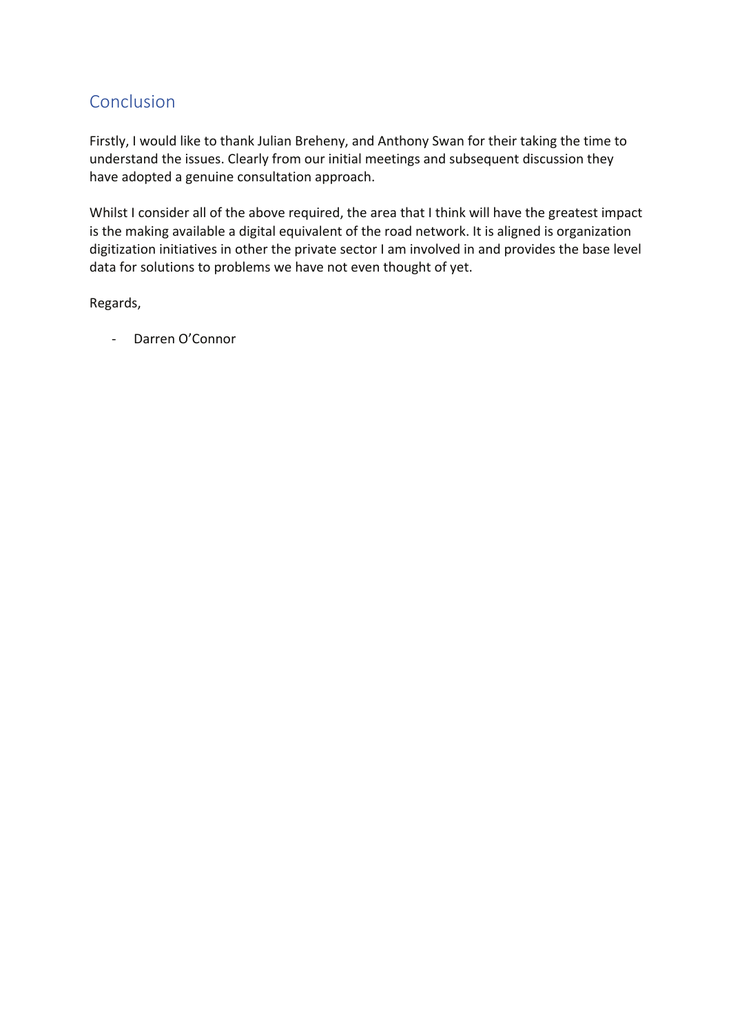## Conclusion

Firstly, I would like to thank Julian Breheny, and Anthony Swan for their taking the time to understand the issues. Clearly from our initial meetings and subsequent discussion they have adopted a genuine consultation approach.

Whilst I consider all of the above required, the area that I think will have the greatest impact is the making available a digital equivalent of the road network. It is aligned is organization digitization initiatives in other the private sector I am involved in and provides the base level data for solutions to problems we have not even thought of yet.

Regards,

- Darren O'Connor